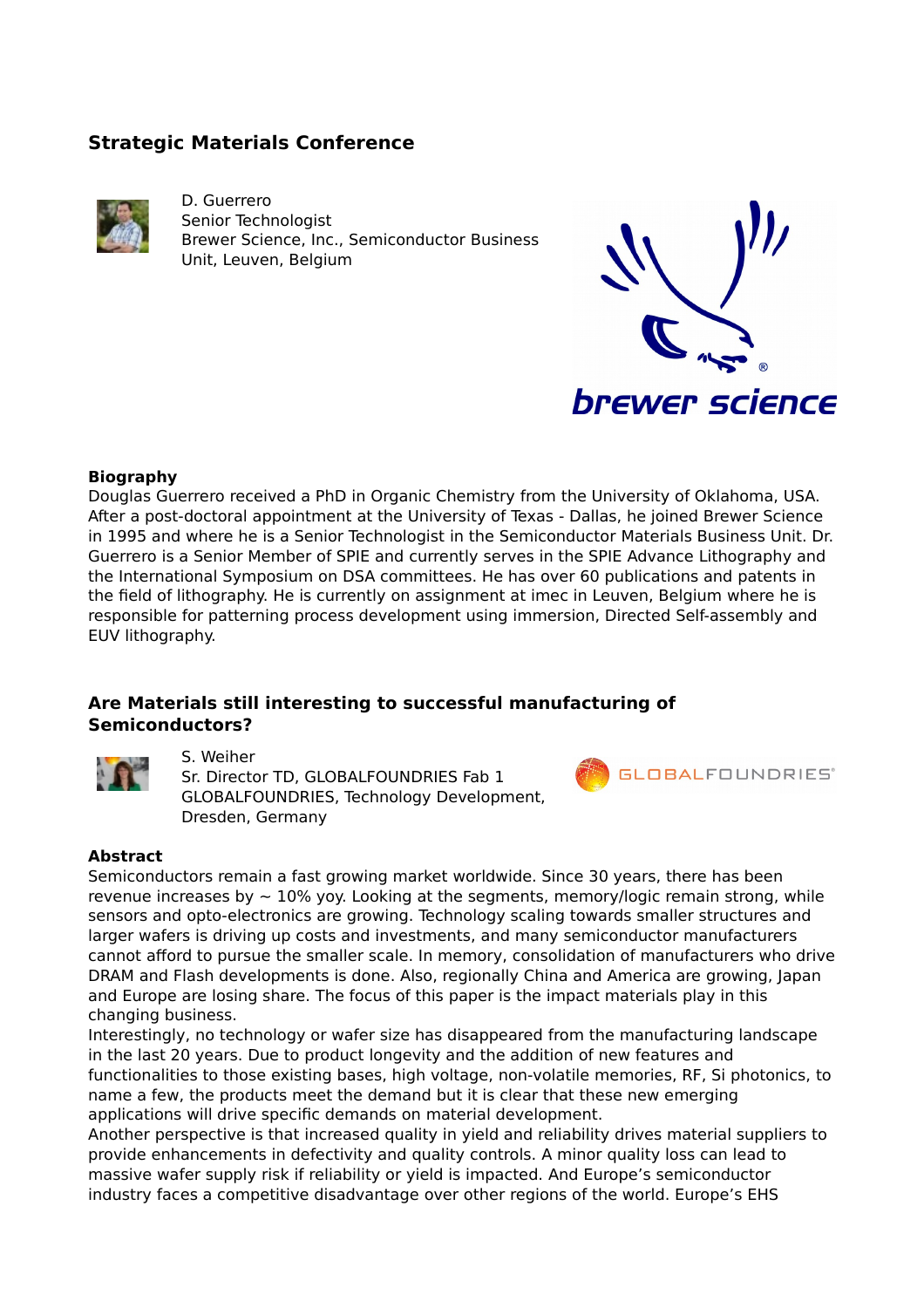## Strategic Materials Conference

D. Guerrero
Senior Technologist
Brewer Science, Inc., Semiconductor Business Unit, Leuven, Belgium

### Biography

Douglas Guerrero received a PhD in Organic Chemistry from the University of Oklahoma, USA. After a post-doctoral appointment at the University of Texas - Dallas, he joined Brewer Science in 1995 and where he is a Senior Technologist in the Semiconductor Materials Business Unit. Dr. Guerrero is a Senior Member of SPIE and currently serves in the SPIE Advance Lithography and the International Symposium on DSA committees. He has over 60 publications and patents in the field of lithography. He is currently on assignment at imec in Leuven, Belgium where he is responsible for patterning process development using immersion, Directed Self-assembly and EUV lithography.

## Are Materials still interesting to successful manufacturing of Semiconductors?

S. Weiher
Sr. Director TD, GLOBALFOUNDRIES Fab 1
GLOBALFOUNDRIES, Technology Development, Dresden, Germany

### Abstract

Semiconductors remain a fast growing market worldwide. Since 30 years, there has been revenue increases by ~ 10% yoy. Looking at the segments, memory/logic remain strong, while sensors and opto-electronics are growing. Technology scaling towards smaller structures and larger wafers is driving up costs and investments, and many semiconductor manufacturers cannot afford to pursue the smaller scale. In memory, consolidation of manufacturers who drive DRAM and Flash developments is done. Also, regionally China and America are growing, Japan and Europe are losing share. The focus of this paper is the impact materials play in this changing business.

Interestingly, no technology or wafer size has disappeared from the manufacturing landscape in the last 20 years. Due to product longevity and the addition of new features and functionalities to those existing bases, high voltage, non-volatile memories, RF, Si photonics, to name a few, the products meet the demand but it is clear that these new emerging applications will drive specific demands on material development.

Another perspective is that increased quality in yield and reliability drives material suppliers to provide enhancements in defectivity and quality controls. A minor quality loss can lead to massive wafer supply risk if reliability or yield is impacted. And Europe's semiconductor industry faces a competitive disadvantage over other regions of the world. Europe's EHS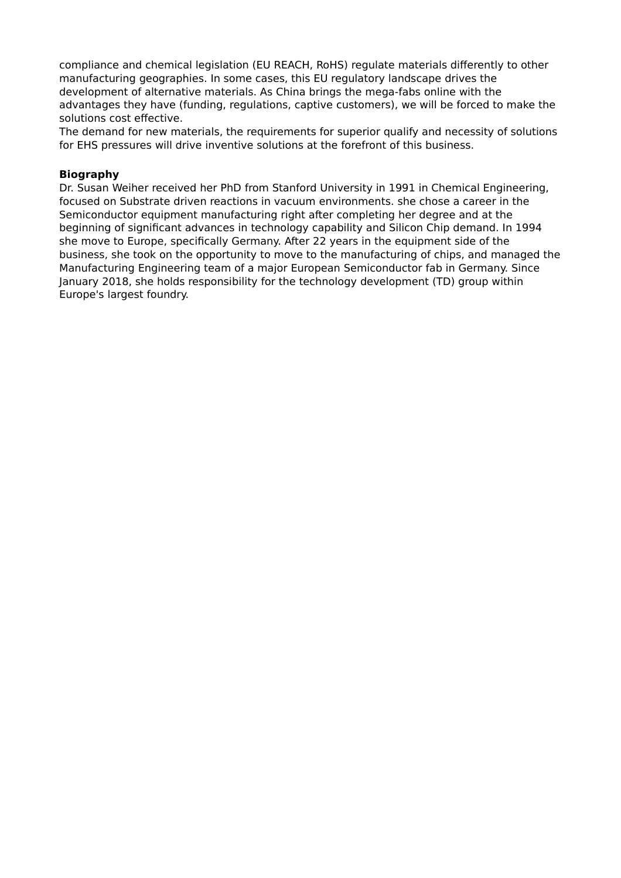compliance and chemical legislation (EU REACH, RoHS) regulate materials differently to other manufacturing geographies. In some cases, this EU regulatory landscape drives the development of alternative materials. As China brings the mega-fabs online with the advantages they have (funding, regulations, captive customers), we will be forced to make the solutions cost effective.
The demand for new materials, the requirements for superior qualify and necessity of solutions for EHS pressures will drive inventive solutions at the forefront of this business.

**Biography**
Dr. Susan Weiher received her PhD from Stanford University in 1991 in Chemical Engineering, focused on Substrate driven reactions in vacuum environments. she chose a career in the Semiconductor equipment manufacturing right after completing her degree and at the beginning of significant advances in technology capability and Silicon Chip demand. In 1994 she move to Europe, specifically Germany. After 22 years in the equipment side of the business, she took on the opportunity to move to the manufacturing of chips, and managed the Manufacturing Engineering team of a major European Semiconductor fab in Germany. Since January 2018, she holds responsibility for the technology development (TD) group within Europe's largest foundry.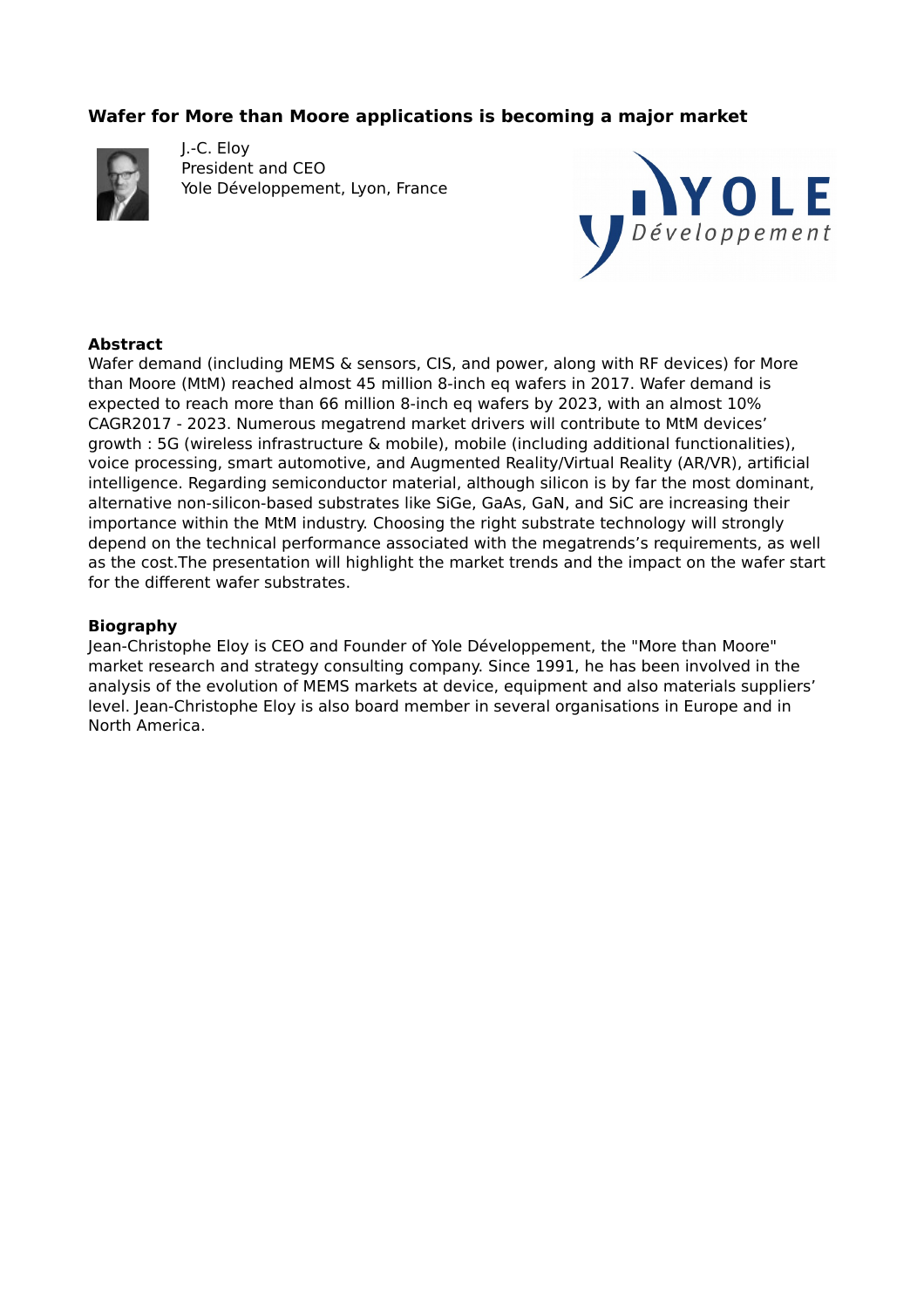## Wafer for More than Moore applications is becoming a major market

J.-C. Eloy
President and CEO
Yole Développement, Lyon, France

### Abstract

Wafer demand (including MEMS & sensors, CIS, and power, along with RF devices) for More than Moore (MtM) reached almost 45 million 8-inch eq wafers in 2017. Wafer demand is expected to reach more than 66 million 8-inch eq wafers by 2023, with an almost 10% CAGR2017 - 2023. Numerous megatrend market drivers will contribute to MtM devices' growth : 5G (wireless infrastructure & mobile), mobile (including additional functionalities), voice processing, smart automotive, and Augmented Reality/Virtual Reality (AR/VR), artificial intelligence. Regarding semiconductor material, although silicon is by far the most dominant, alternative non-silicon-based substrates like SiGe, GaAs, GaN, and SiC are increasing their importance within the MtM industry. Choosing the right substrate technology will strongly depend on the technical performance associated with the megatrends's requirements, as well as the cost.The presentation will highlight the market trends and the impact on the wafer start for the different wafer substrates.

### Biography

Jean-Christophe Eloy is CEO and Founder of Yole Développement, the "More than Moore" market research and strategy consulting company. Since 1991, he has been involved in the analysis of the evolution of MEMS markets at device, equipment and also materials suppliers' level. Jean-Christophe Eloy is also board member in several organisations in Europe and in North America.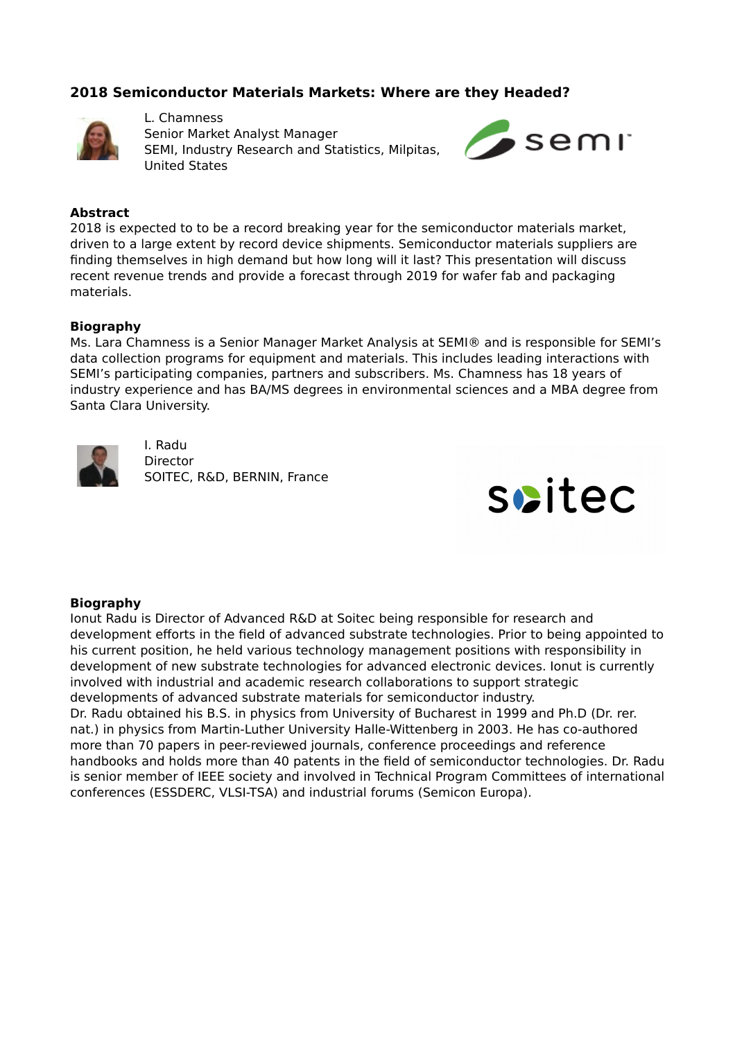## 2018 Semiconductor Materials Markets: Where are they Headed?

L. Chamness
Senior Market Analyst Manager
SEMI, Industry Research and Statistics, Milpitas, United States

### Abstract

2018 is expected to to be a record breaking year for the semiconductor materials market, driven to a large extent by record device shipments. Semiconductor materials suppliers are finding themselves in high demand but how long will it last? This presentation will discuss recent revenue trends and provide a forecast through 2019 for wafer fab and packaging materials.

### Biography

Ms. Lara Chamness is a Senior Manager Market Analysis at SEMI® and is responsible for SEMI's data collection programs for equipment and materials. This includes leading interactions with SEMI's participating companies, partners and subscribers. Ms. Chamness has 18 years of industry experience and has BA/MS degrees in environmental sciences and a MBA degree from Santa Clara University.

I. Radu
Director
SOITEC, R&D, BERNIN, France

### Biography

Ionut Radu is Director of Advanced R&D at Soitec being responsible for research and development efforts in the field of advanced substrate technologies. Prior to being appointed to his current position, he held various technology management positions with responsibility in development of new substrate technologies for advanced electronic devices. Ionut is currently involved with industrial and academic research collaborations to support strategic developments of advanced substrate materials for semiconductor industry.
Dr. Radu obtained his B.S. in physics from University of Bucharest in 1999 and Ph.D (Dr. rer. nat.) in physics from Martin-Luther University Halle-Wittenberg in 2003. He has co-authored more than 70 papers in peer-reviewed journals, conference proceedings and reference handbooks and holds more than 40 patents in the field of semiconductor technologies. Dr. Radu is senior member of IEEE society and involved in Technical Program Committees of international conferences (ESSDERC, VLSI-TSA) and industrial forums (Semicon Europa).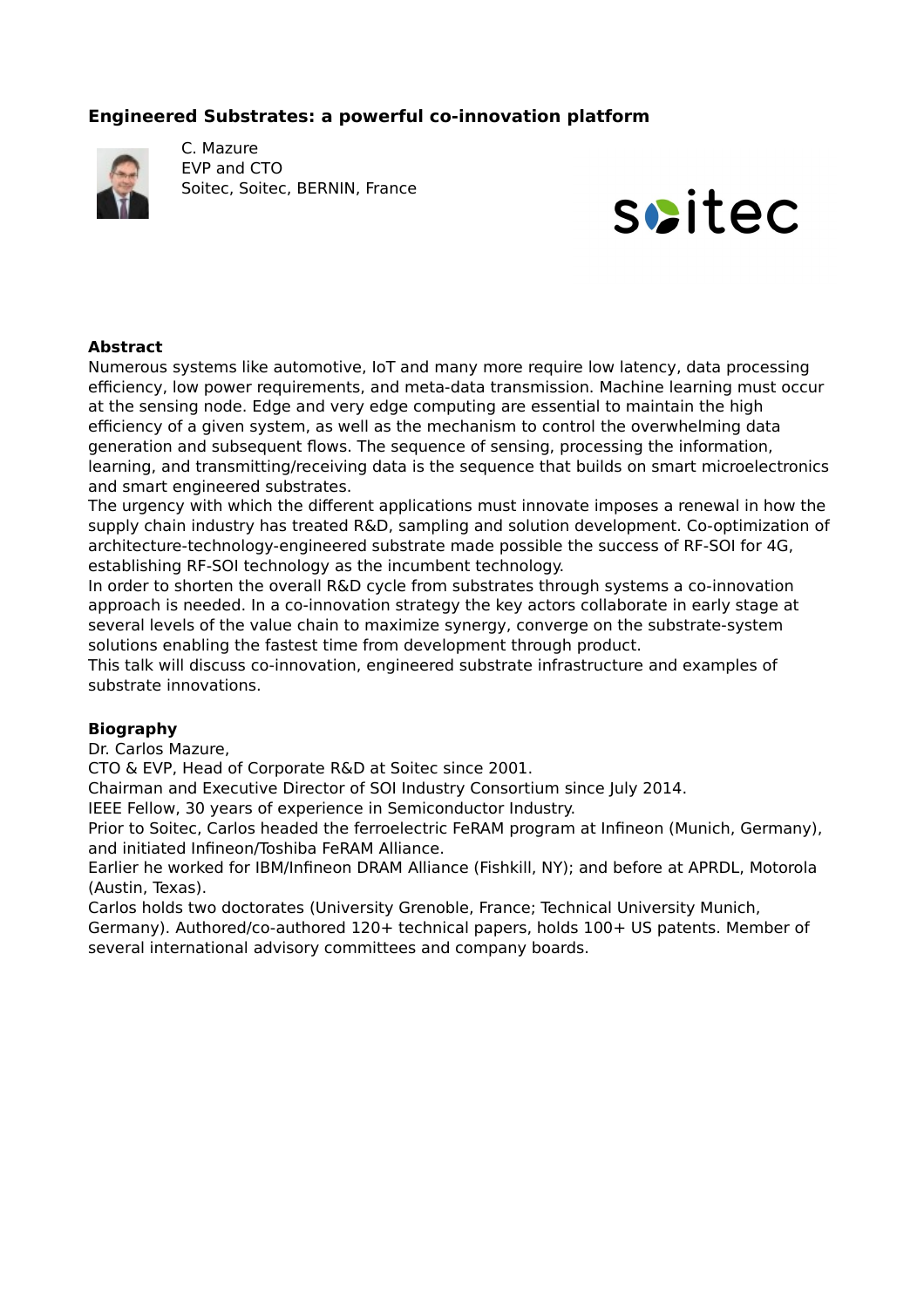## Engineered Substrates: a powerful co-innovation platform

C. Mazure
EVP and CTO
Soitec, Soitec, BERNIN, France

### Abstract

Numerous systems like automotive, IoT and many more require low latency, data processing efficiency, low power requirements, and meta-data transmission. Machine learning must occur at the sensing node. Edge and very edge computing are essential to maintain the high efficiency of a given system, as well as the mechanism to control the overwhelming data generation and subsequent flows. The sequence of sensing, processing the information, learning, and transmitting/receiving data is the sequence that builds on smart microelectronics and smart engineered substrates.
The urgency with which the different applications must innovate imposes a renewal in how the supply chain industry has treated R&D, sampling and solution development. Co-optimization of architecture-technology-engineered substrate made possible the success of RF-SOI for 4G, establishing RF-SOI technology as the incumbent technology.
In order to shorten the overall R&D cycle from substrates through systems a co-innovation approach is needed. In a co-innovation strategy the key actors collaborate in early stage at several levels of the value chain to maximize synergy, converge on the substrate-system solutions enabling the fastest time from development through product.
This talk will discuss co-innovation, engineered substrate infrastructure and examples of substrate innovations.

### Biography

Dr. Carlos Mazure,
CTO & EVP, Head of Corporate R&D at Soitec since 2001.
Chairman and Executive Director of SOI Industry Consortium since July 2014.
IEEE Fellow, 30 years of experience in Semiconductor Industry.
Prior to Soitec, Carlos headed the ferroelectric FeRAM program at Infineon (Munich, Germany), and initiated Infineon/Toshiba FeRAM Alliance.
Earlier he worked for IBM/Infineon DRAM Alliance (Fishkill, NY); and before at APRDL, Motorola (Austin, Texas).
Carlos holds two doctorates (University Grenoble, France; Technical University Munich, Germany). Authored/co-authored 120+ technical papers, holds 100+ US patents. Member of several international advisory committees and company boards.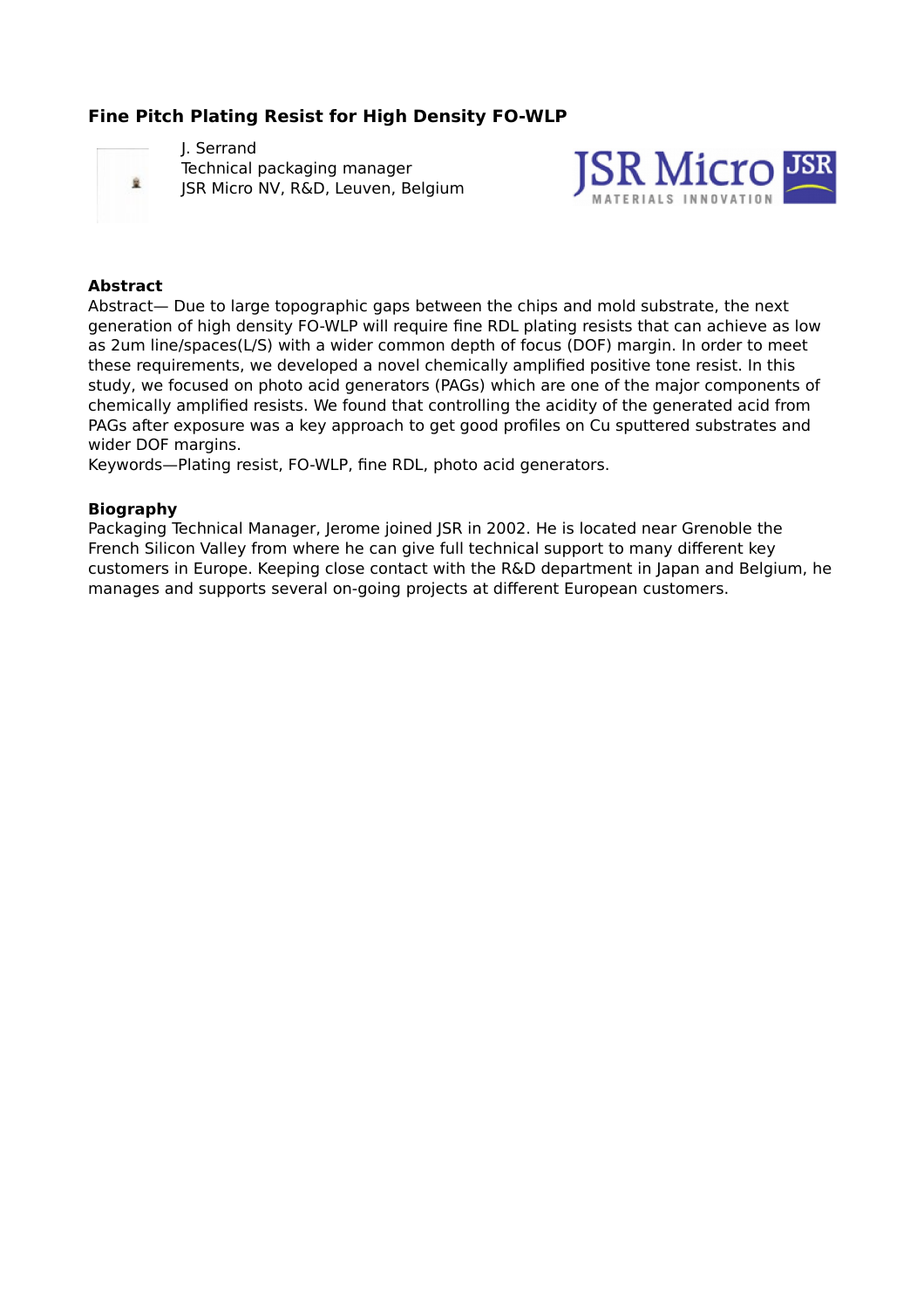# Fine Pitch Plating Resist for High Density FO-WLP

J. Serrand
Technical packaging manager
JSR Micro NV, R&D, Leuven, Belgium

JSR Micro
MATERIALS INNOVATION

## Abstract

Abstract— Due to large topographic gaps between the chips and mold substrate, the next generation of high density FO-WLP will require fine RDL plating resists that can achieve as low as 2um line/spaces(L/S) with a wider common depth of focus (DOF) margin. In order to meet these requirements, we developed a novel chemically amplified positive tone resist. In this study, we focused on photo acid generators (PAGs) which are one of the major components of chemically amplified resists. We found that controlling the acidity of the generated acid from PAGs after exposure was a key approach to get good profiles on Cu sputtered substrates and wider DOF margins.

Keywords—Plating resist, FO-WLP, fine RDL, photo acid generators.

## Biography

Packaging Technical Manager, Jerome joined JSR in 2002. He is located near Grenoble the French Silicon Valley from where he can give full technical support to many different key customers in Europe. Keeping close contact with the R&D department in Japan and Belgium, he manages and supports several on-going projects at different European customers.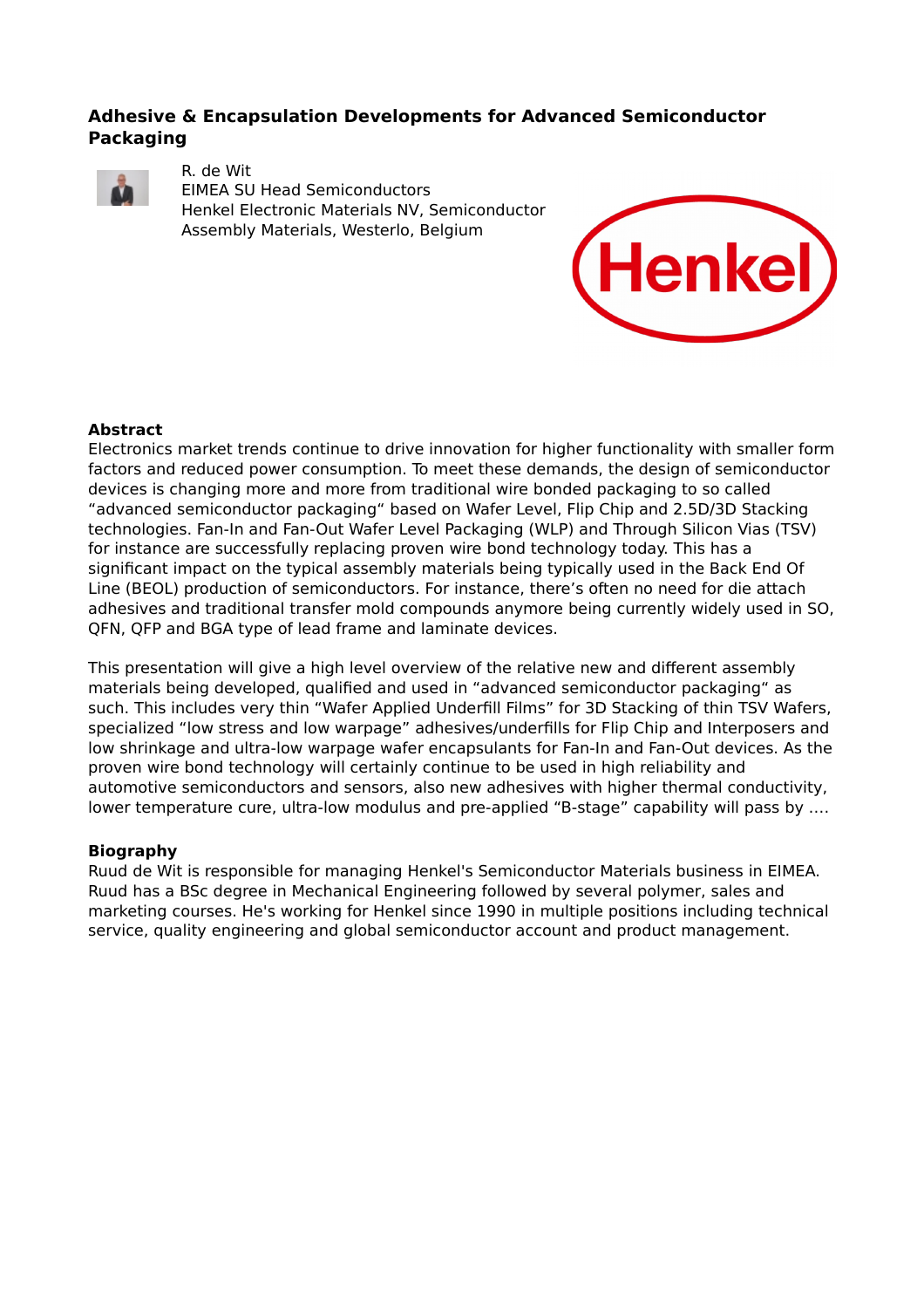## Adhesive & Encapsulation Developments for Advanced Semiconductor Packaging

R. de Wit
EIMEA SU Head Semiconductors
Henkel Electronic Materials NV, Semiconductor Assembly Materials, Westerlo, Belgium

### Abstract

Electronics market trends continue to drive innovation for higher functionality with smaller form factors and reduced power consumption. To meet these demands, the design of semiconductor devices is changing more and more from traditional wire bonded packaging to so called “advanced semiconductor packaging“ based on Wafer Level, Flip Chip and 2.5D/3D Stacking technologies. Fan-In and Fan-Out Wafer Level Packaging (WLP) and Through Silicon Vias (TSV) for instance are successfully replacing proven wire bond technology today. This has a significant impact on the typical assembly materials being typically used in the Back End Of Line (BEOL) production of semiconductors. For instance, there’s often no need for die attach adhesives and traditional transfer mold compounds anymore being currently widely used in SO, QFN, QFP and BGA type of lead frame and laminate devices.

This presentation will give a high level overview of the relative new and different assembly materials being developed, qualified and used in “advanced semiconductor packaging“ as such. This includes very thin “Wafer Applied Underfill Films” for 3D Stacking of thin TSV Wafers, specialized “low stress and low warpage” adhesives/underfills for Flip Chip and Interposers and low shrinkage and ultra-low warpage wafer encapsulants for Fan-In and Fan-Out devices. As the proven wire bond technology will certainly continue to be used in high reliability and automotive semiconductors and sensors, also new adhesives with higher thermal conductivity, lower temperature cure, ultra-low modulus and pre-applied “B-stage” capability will pass by ….

### Biography

Ruud de Wit is responsible for managing Henkel's Semiconductor Materials business in EIMEA. Ruud has a BSc degree in Mechanical Engineering followed by several polymer, sales and marketing courses. He's working for Henkel since 1990 in multiple positions including technical service, quality engineering and global semiconductor account and product management.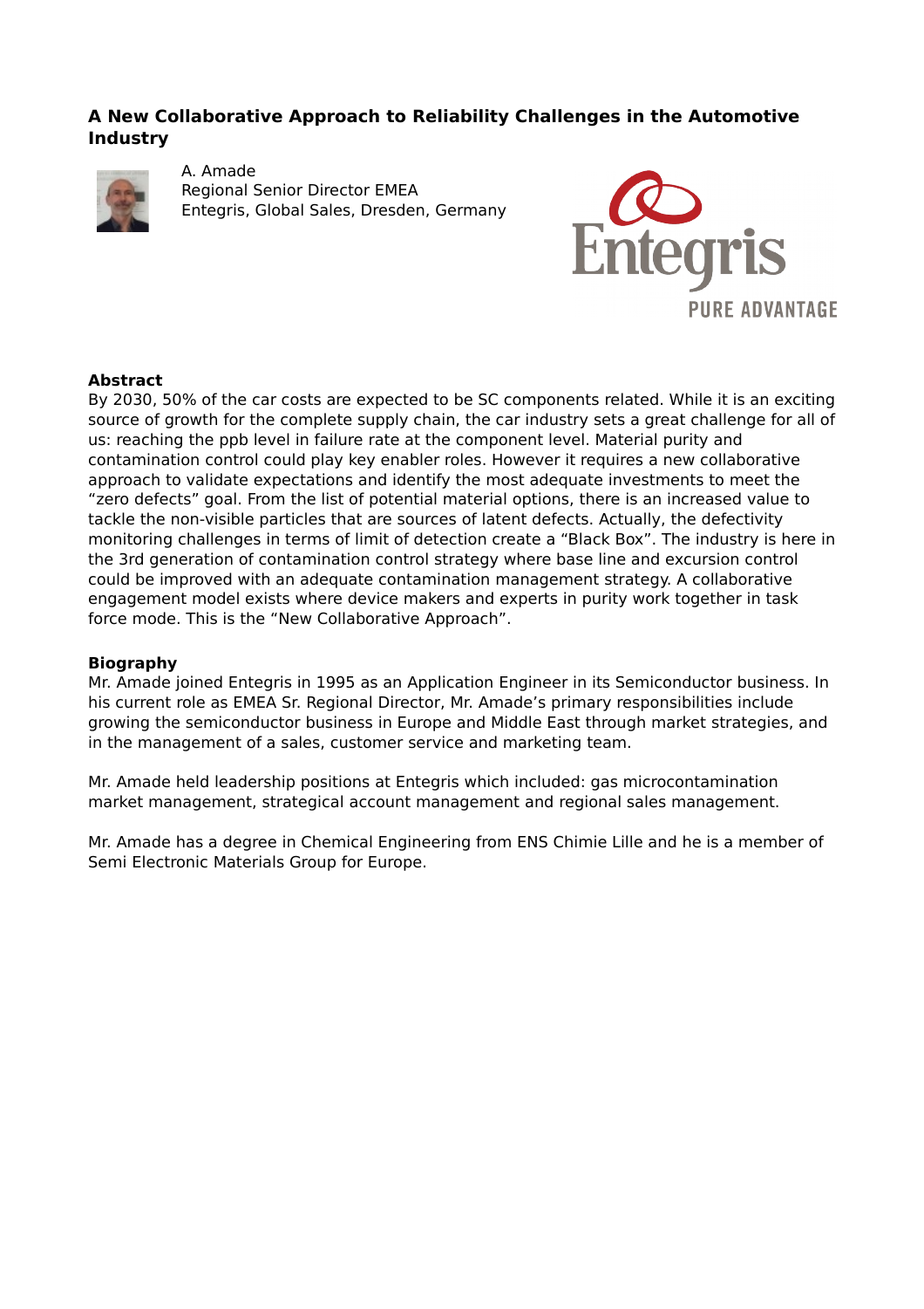### A New Collaborative Approach to Reliability Challenges in the Automotive Industry

A. Amade
Regional Senior Director EMEA
Entegris, Global Sales, Dresden, Germany

**Abstract**

By 2030, 50% of the car costs are expected to be SC components related. While it is an exciting source of growth for the complete supply chain, the car industry sets a great challenge for all of us: reaching the ppb level in failure rate at the component level. Material purity and contamination control could play key enabler roles. However it requires a new collaborative approach to validate expectations and identify the most adequate investments to meet the "zero defects" goal. From the list of potential material options, there is an increased value to tackle the non-visible particles that are sources of latent defects. Actually, the defectivity monitoring challenges in terms of limit of detection create a "Black Box". The industry is here in the 3rd generation of contamination control strategy where base line and excursion control could be improved with an adequate contamination management strategy. A collaborative engagement model exists where device makers and experts in purity work together in task force mode. This is the "New Collaborative Approach".

**Biography**

Mr. Amade joined Entegris in 1995 as an Application Engineer in its Semiconductor business. In his current role as EMEA Sr. Regional Director, Mr. Amade's primary responsibilities include growing the semiconductor business in Europe and Middle East through market strategies, and in the management of a sales, customer service and marketing team.

Mr. Amade held leadership positions at Entegris which included: gas microcontamination market management, strategical account management and regional sales management.

Mr. Amade has a degree in Chemical Engineering from ENS Chimie Lille and he is a member of Semi Electronic Materials Group for Europe.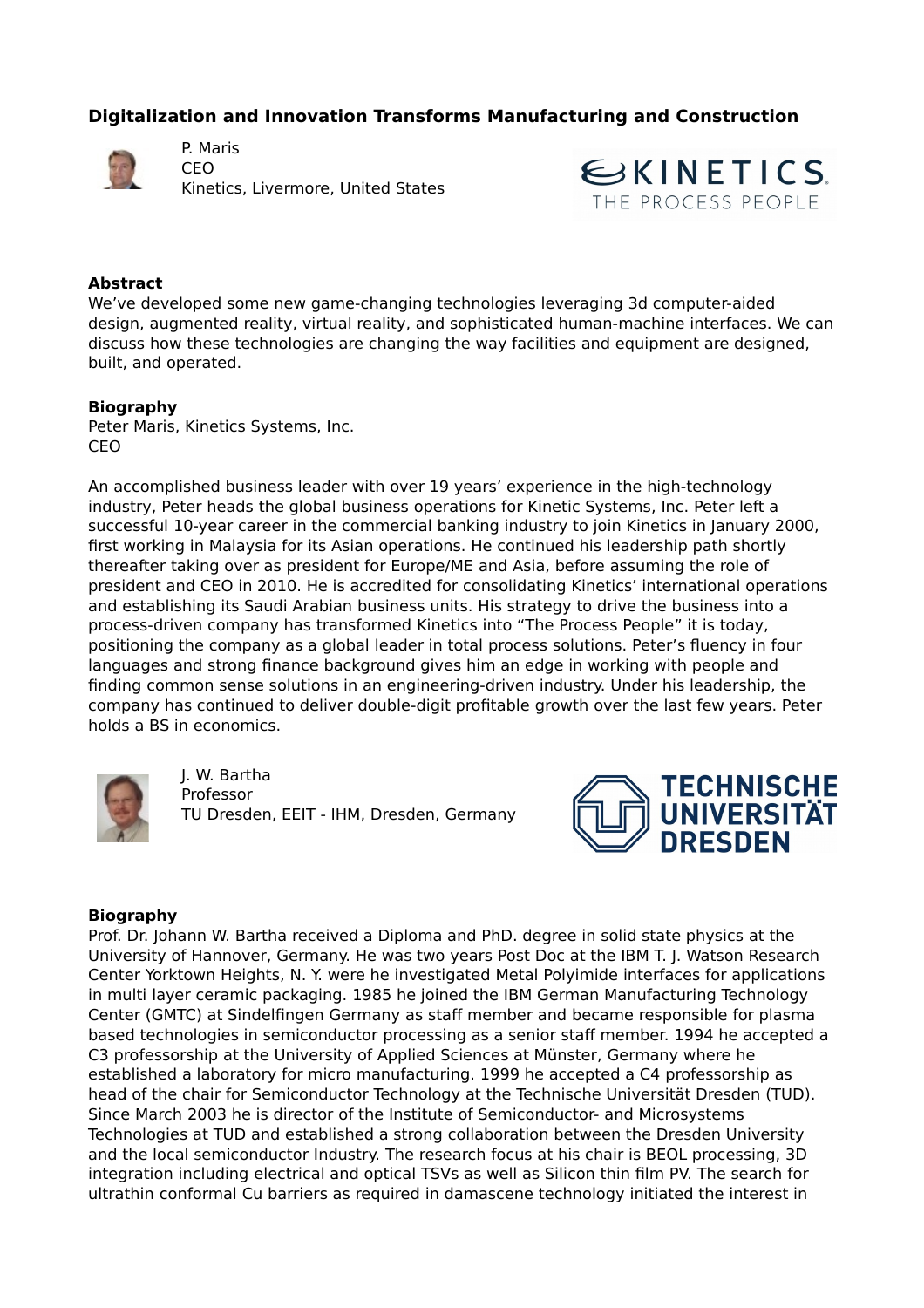## Digitalization and Innovation Transforms Manufacturing and Construction

P. Maris
CEO
Kinetics, Livermore, United States

### Abstract

We've developed some new game-changing technologies leveraging 3d computer-aided design, augmented reality, virtual reality, and sophisticated human-machine interfaces. We can discuss how these technologies are changing the way facilities and equipment are designed, built, and operated.

### Biography

Peter Maris, Kinetics Systems, Inc.
CEO

An accomplished business leader with over 19 years' experience in the high-technology industry, Peter heads the global business operations for Kinetic Systems, Inc. Peter left a successful 10-year career in the commercial banking industry to join Kinetics in January 2000, first working in Malaysia for its Asian operations. He continued his leadership path shortly thereafter taking over as president for Europe/ME and Asia, before assuming the role of president and CEO in 2010. He is accredited for consolidating Kinetics' international operations and establishing its Saudi Arabian business units. His strategy to drive the business into a process-driven company has transformed Kinetics into "The Process People" it is today, positioning the company as a global leader in total process solutions. Peter's fluency in four languages and strong finance background gives him an edge in working with people and finding common sense solutions in an engineering-driven industry. Under his leadership, the company has continued to deliver double-digit profitable growth over the last few years. Peter holds a BS in economics.

J. W. Bartha
Professor
TU Dresden, EEIT - IHM, Dresden, Germany

### Biography

Prof. Dr. Johann W. Bartha received a Diploma and PhD. degree in solid state physics at the University of Hannover, Germany. He was two years Post Doc at the IBM T. J. Watson Research Center Yorktown Heights, N. Y. were he investigated Metal Polyimide interfaces for applications in multi layer ceramic packaging. 1985 he joined the IBM German Manufacturing Technology Center (GMTC) at Sindelfingen Germany as staff member and became responsible for plasma based technologies in semiconductor processing as a senior staff member. 1994 he accepted a C3 professorship at the University of Applied Sciences at Münster, Germany where he established a laboratory for micro manufacturing. 1999 he accepted a C4 professorship as head of the chair for Semiconductor Technology at the Technische Universität Dresden (TUD). Since March 2003 he is director of the Institute of Semiconductor- and Microsystems Technologies at TUD and established a strong collaboration between the Dresden University and the local semiconductor Industry. The research focus at his chair is BEOL processing, 3D integration including electrical and optical TSVs as well as Silicon thin film PV. The search for ultrathin conformal Cu barriers as required in damascene technology initiated the interest in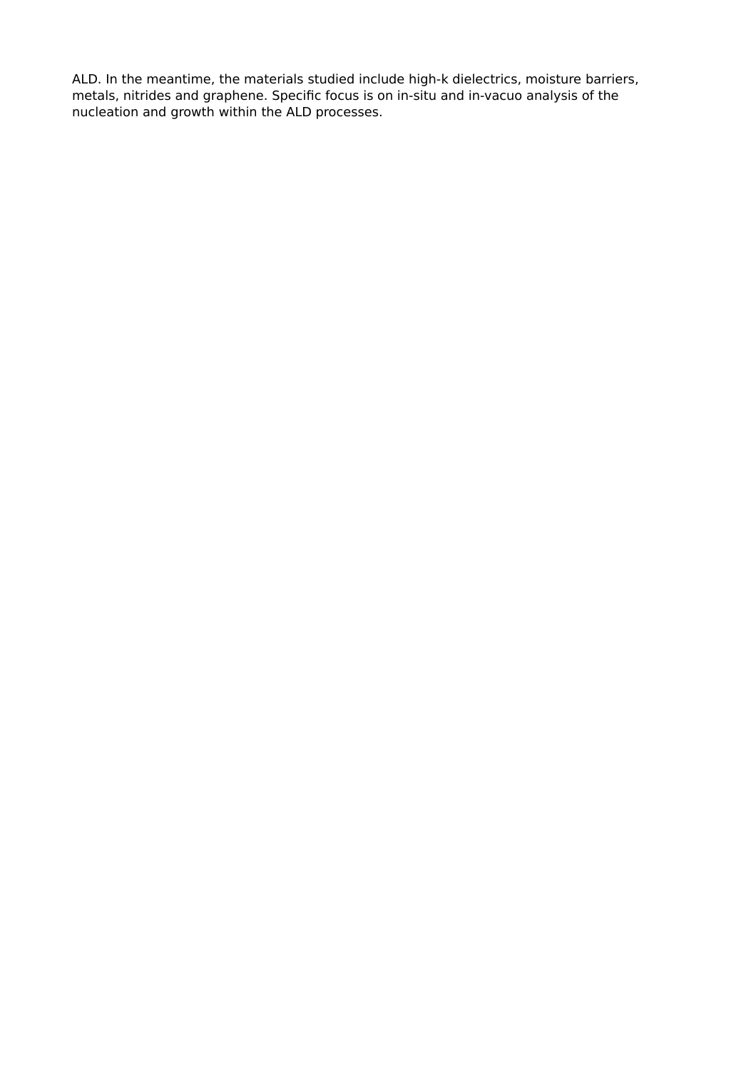ALD. In the meantime, the materials studied include high-k dielectrics, moisture barriers, metals, nitrides and graphene. Specific focus is on in-situ and in-vacuo analysis of the nucleation and growth within the ALD processes.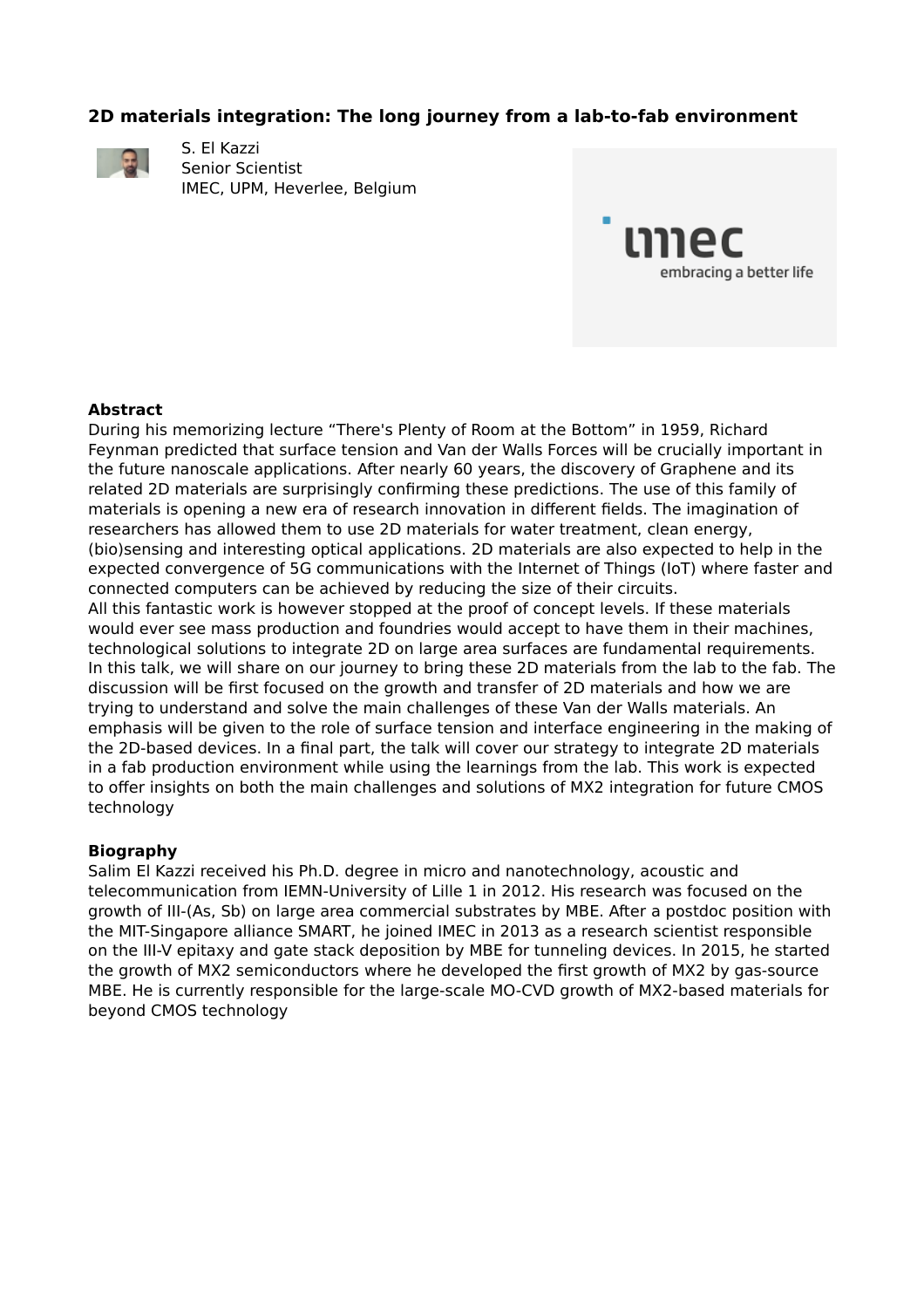## 2D materials integration: The long journey from a lab-to-fab environment

S. El Kazzi
Senior Scientist
IMEC, UPM, Heverlee, Belgium

### Abstract

During his memorizing lecture “There's Plenty of Room at the Bottom” in 1959, Richard Feynman predicted that surface tension and Van der Walls Forces will be crucially important in the future nanoscale applications. After nearly 60 years, the discovery of Graphene and its related 2D materials are surprisingly confirming these predictions. The use of this family of materials is opening a new era of research innovation in different fields. The imagination of researchers has allowed them to use 2D materials for water treatment, clean energy, (bio)sensing and interesting optical applications. 2D materials are also expected to help in the expected convergence of 5G communications with the Internet of Things (IoT) where faster and connected computers can be achieved by reducing the size of their circuits.

All this fantastic work is however stopped at the proof of concept levels. If these materials would ever see mass production and foundries would accept to have them in their machines, technological solutions to integrate 2D on large area surfaces are fundamental requirements. In this talk, we will share on our journey to bring these 2D materials from the lab to the fab. The discussion will be first focused on the growth and transfer of 2D materials and how we are trying to understand and solve the main challenges of these Van der Walls materials. An emphasis will be given to the role of surface tension and interface engineering in the making of the 2D-based devices. In a final part, the talk will cover our strategy to integrate 2D materials in a fab production environment while using the learnings from the lab. This work is expected to offer insights on both the main challenges and solutions of $MX_2$ integration for future CMOS technology

### Biography

Salim El Kazzi received his Ph.D. degree in micro and nanotechnology, acoustic and telecommunication from IEMN-University of Lille 1 in 2012. His research was focused on the growth of III-(As, Sb) on large area commercial substrates by MBE. After a postdoc position with the MIT-Singapore alliance SMART, he joined IMEC in 2013 as a research scientist responsible on the III-V epitaxy and gate stack deposition by MBE for tunneling devices. In 2015, he started the growth of $MX_2$ semiconductors where he developed the first growth of $MX_2$ by gas-source MBE. He is currently responsible for the large-scale MO-CVD growth of $MX_2$-based materials for beyond CMOS technology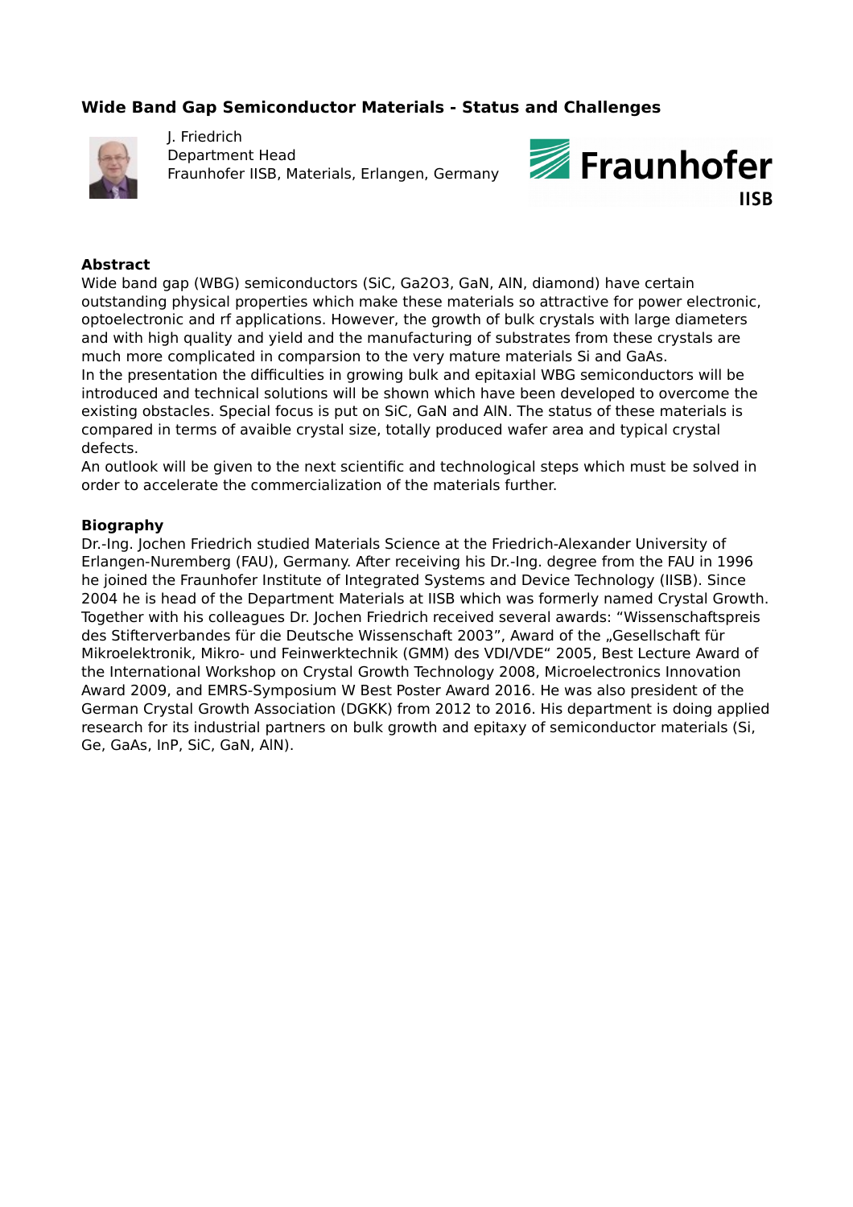## Wide Band Gap Semiconductor Materials - Status and Challenges

J. Friedrich
Department Head
Fraunhofer IISB, Materials, Erlangen, Germany

**Abstract**

Wide band gap (WBG) semiconductors (SiC, $Ga_2O_3$, GaN, AlN, diamond) have certain outstanding physical properties which make these materials so attractive for power electronic, optoelectronic and rf applications. However, the growth of bulk crystals with large diameters and with high quality and yield and the manufacturing of substrates from these crystals are much more complicated in comparsion to the very mature materials Si and GaAs.
In the presentation the difficulties in growing bulk and epitaxial WBG semiconductors will be introduced and technical solutions will be shown which have been developed to overcome the existing obstacles. Special focus is put on SiC, GaN and AlN. The status of these materials is compared in terms of avaible crystal size, totally produced wafer area and typical crystal defects.
An outlook will be given to the next scientific and technological steps which must be solved in order to accelerate the commercialization of the materials further.

**Biography**

Dr.-Ing. Jochen Friedrich studied Materials Science at the Friedrich-Alexander University of Erlangen-Nuremberg (FAU), Germany. After receiving his Dr.-Ing. degree from the FAU in 1996 he joined the Fraunhofer Institute of Integrated Systems and Device Technology (IISB). Since 2004 he is head of the Department Materials at IISB which was formerly named Crystal Growth. Together with his colleagues Dr. Jochen Friedrich received several awards: "Wissenschaftspreis des Stifterverbandes für die Deutsche Wissenschaft 2003", Award of the „Gesellschaft für Mikroelektronik, Mikro- und Feinwerktechnik (GMM) des VDI/VDE" 2005, Best Lecture Award of the International Workshop on Crystal Growth Technology 2008, Microelectronics Innovation Award 2009, and EMRS-Symposium W Best Poster Award 2016. He was also president of the German Crystal Growth Association (DGKK) from 2012 to 2016. His department is doing applied research for its industrial partners on bulk growth and epitaxy of semiconductor materials (Si, Ge, GaAs, InP, SiC, GaN, AlN).